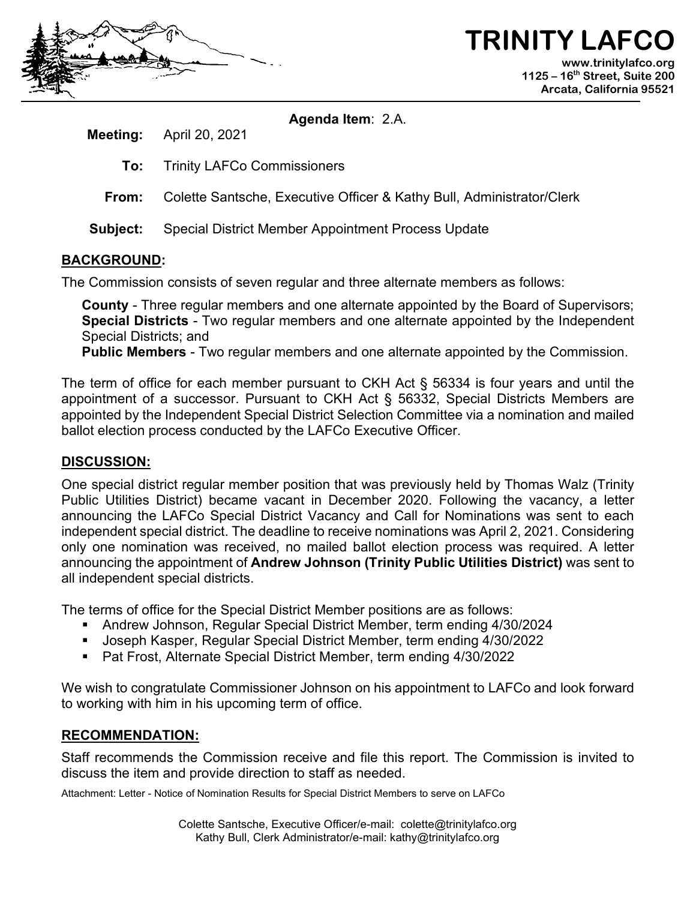# TRINITY LAFCO

**www.trinitylafco.org**
**1125 – 16th Street, Suite 200**
**Arcata, California 95521**

**Agenda Item**: 2.A.

**Meeting:** April 20, 2021

**To:** Trinity LAFCo Commissioners

**From:** Colette Santsche, Executive Officer & Kathy Bull, Administrator/Clerk

**Subject:** Special District Member Appointment Process Update

## BACKGROUND:

The Commission consists of seven regular and three alternate members as follows:

**County** - Three regular members and one alternate appointed by the Board of Supervisors;
**Special Districts** - Two regular members and one alternate appointed by the Independent Special Districts; and
**Public Members** - Two regular members and one alternate appointed by the Commission.

The term of office for each member pursuant to CKH Act § 56334 is four years and until the appointment of a successor. Pursuant to CKH Act § 56332, Special Districts Members are appointed by the Independent Special District Selection Committee via a nomination and mailed ballot election process conducted by the LAFCo Executive Officer.

## DISCUSSION:

One special district regular member position that was previously held by Thomas Walz (Trinity Public Utilities District) became vacant in December 2020. Following the vacancy, a letter announcing the LAFCo Special District Vacancy and Call for Nominations was sent to each independent special district. The deadline to receive nominations was April 2, 2021. Considering only one nomination was received, no mailed ballot election process was required. A letter announcing the appointment of **Andrew Johnson (Trinity Public Utilities District)** was sent to all independent special districts.

The terms of office for the Special District Member positions are as follows:

- Andrew Johnson, Regular Special District Member, term ending 4/30/2024
- Joseph Kasper, Regular Special District Member, term ending 4/30/2022
- Pat Frost, Alternate Special District Member, term ending 4/30/2022

We wish to congratulate Commissioner Johnson on his appointment to LAFCo and look forward to working with him in his upcoming term of office.

## RECOMMENDATION:

Staff recommends the Commission receive and file this report. The Commission is invited to discuss the item and provide direction to staff as needed.

Attachment: Letter - Notice of Nomination Results for Special District Members to serve on LAFCo

Colette Santsche, Executive Officer/e-mail: colette@trinitylafco.org
Kathy Bull, Clerk Administrator/e-mail: kathy@trinitylafco.org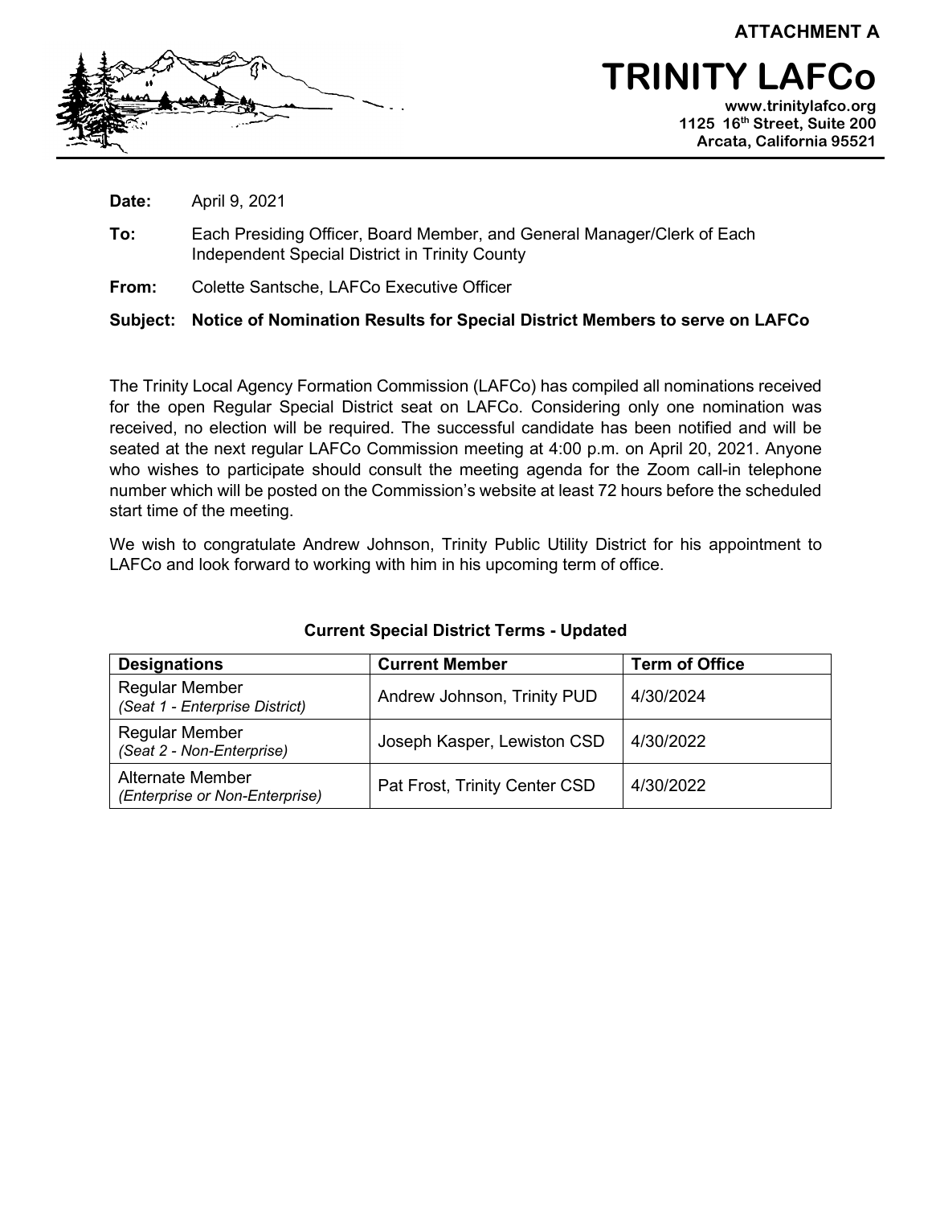**ATTACHMENT A**

# TRINITY LAFCo

**www.trinitylafco.org**
**1125 16th Street, Suite 200**
**Arcata, California 95521**

**Date:** April 9, 2021

**To:** Each Presiding Officer, Board Member, and General Manager/Clerk of Each Independent Special District in Trinity County

**From:** Colette Santsche, LAFCo Executive Officer

**Subject: Notice of Nomination Results for Special District Members to serve on LAFCo**

The Trinity Local Agency Formation Commission (LAFCo) has compiled all nominations received for the open Regular Special District seat on LAFCo. Considering only one nomination was received, no election will be required. The successful candidate has been notified and will be seated at the next regular LAFCo Commission meeting at 4:00 p.m. on April 20, 2021. Anyone who wishes to participate should consult the meeting agenda for the Zoom call-in telephone number which will be posted on the Commission's website at least 72 hours before the scheduled start time of the meeting.

We wish to congratulate Andrew Johnson, Trinity Public Utility District for his appointment to LAFCo and look forward to working with him in his upcoming term of office.

**Current Special District Terms - Updated**

| Designations | Current Member | Term of Office |
|---|---|---|
| Regular Member *(Seat 1 - Enterprise District)* | Andrew Johnson, Trinity PUD | 4/30/2024 |
| Regular Member *(Seat 2 - Non-Enterprise)* | Joseph Kasper, Lewiston CSD | 4/30/2022 |
| Alternate Member *(Enterprise or Non-Enterprise)* | Pat Frost, Trinity Center CSD | 4/30/2022 |